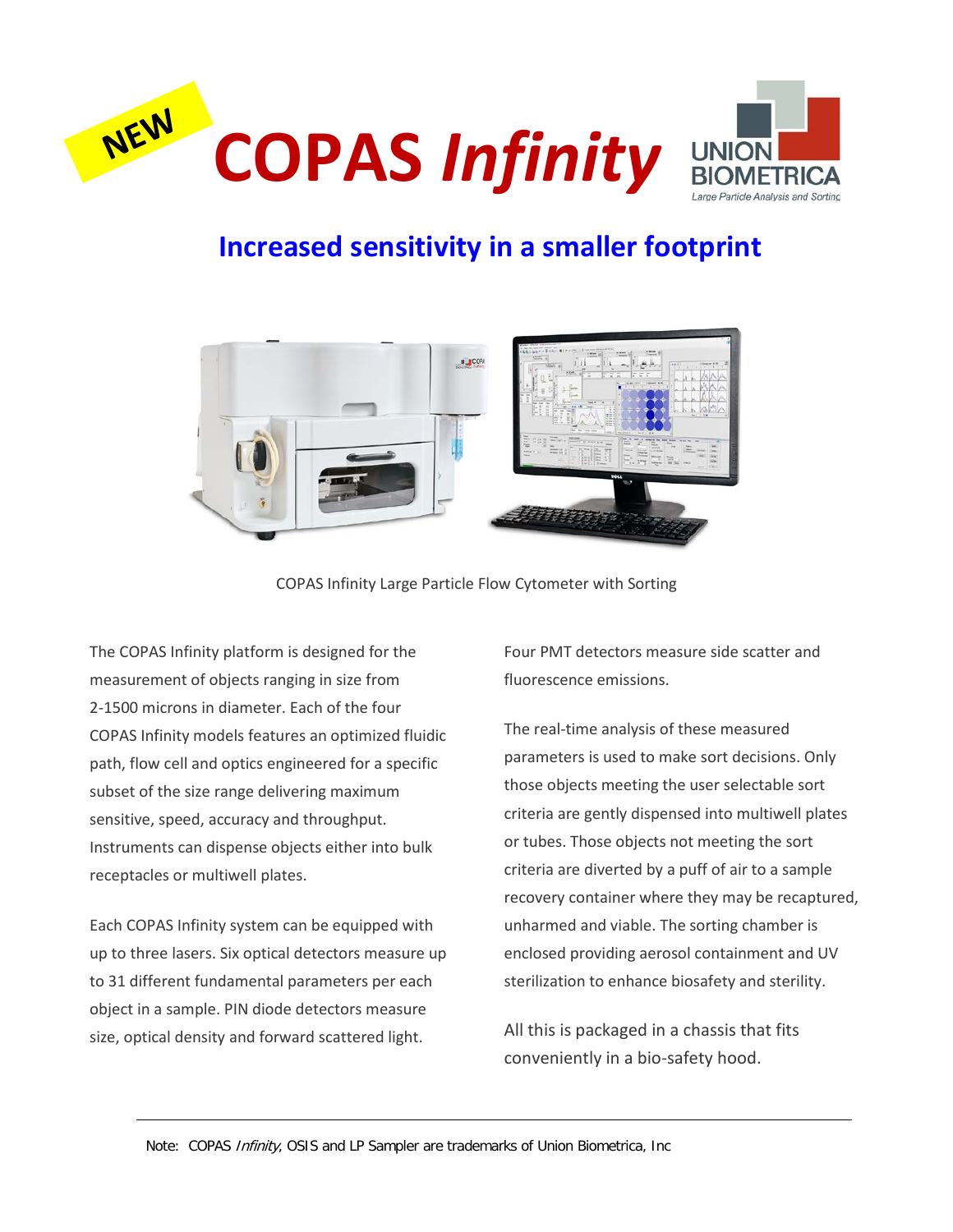NEW

# COPAS *Infinity*

UNION BIOMETRICA
Large Particle Analysis and Sorting

## Increased sensitivity in a smaller footprint

COPAS Infinity Large Particle Flow Cytometer with Sorting

The COPAS Infinity platform is designed for the measurement of objects ranging in size from 2-1500 microns in diameter. Each of the four COPAS Infinity models features an optimized fluidic path, flow cell and optics engineered for a specific subset of the size range delivering maximum sensitive, speed, accuracy and throughput. Instruments can dispense objects either into bulk receptacles or multiwell plates.

Each COPAS Infinity system can be equipped with up to three lasers. Six optical detectors measure up to 31 different fundamental parameters per each object in a sample. PIN diode detectors measure size, optical density and forward scattered light.

Four PMT detectors measure side scatter and fluorescence emissions.

The real-time analysis of these measured parameters is used to make sort decisions. Only those objects meeting the user selectable sort criteria are gently dispensed into multiwell plates or tubes. Those objects not meeting the sort criteria are diverted by a puff of air to a sample recovery container where they may be recaptured, unharmed and viable. The sorting chamber is enclosed providing aerosol containment and UV sterilization to enhance biosafety and sterility.

All this is packaged in a chassis that fits conveniently in a bio-safety hood.

---

Note: COPAS *Infinity*, OSIS and LP Sampler are trademarks of Union Biometrica, Inc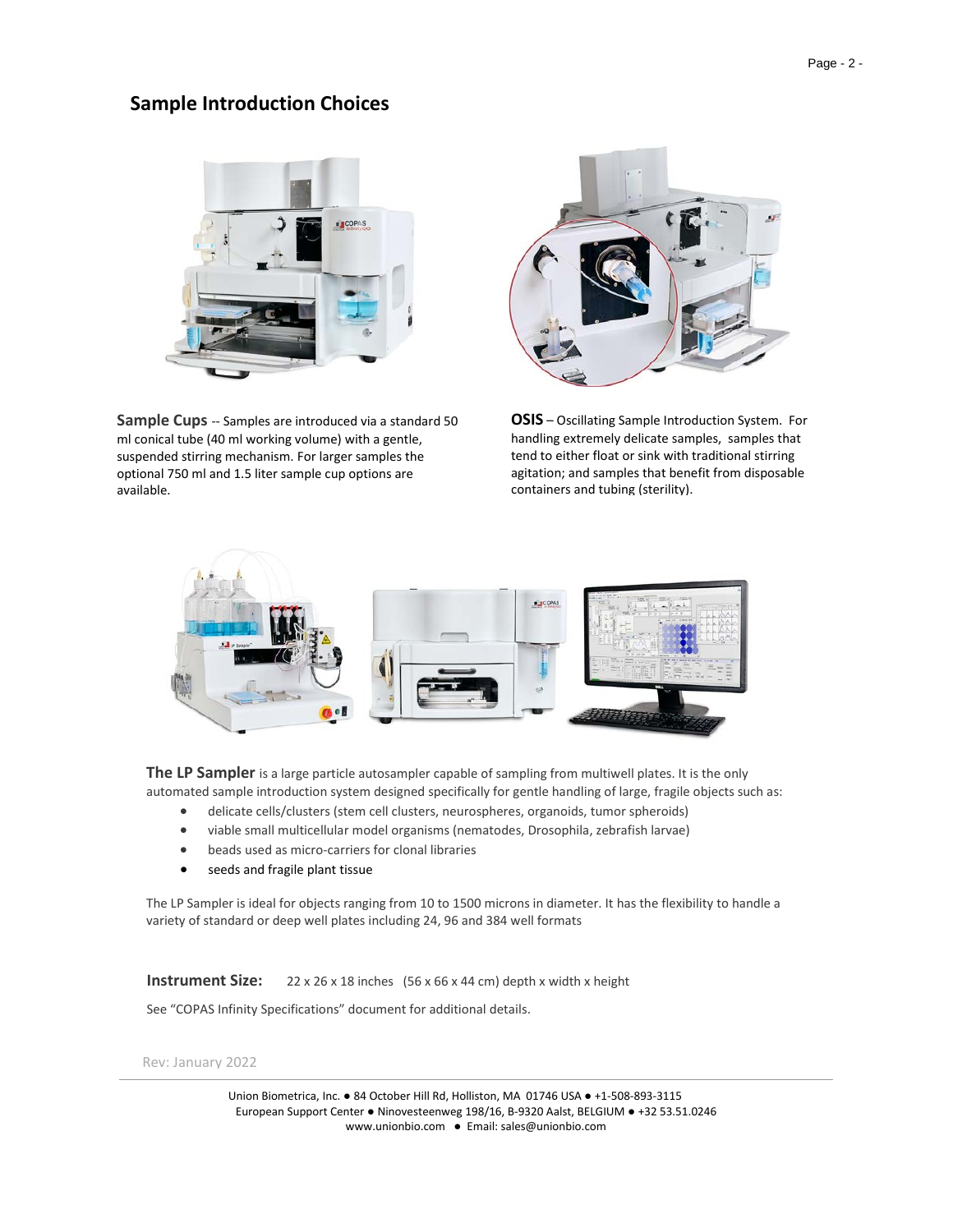## Sample Introduction Choices

**Sample Cups** -- Samples are introduced via a standard 50 ml conical tube (40 ml working volume) with a gentle, suspended stirring mechanism. For larger samples the optional 750 ml and 1.5 liter sample cup options are available.

**OSIS** – Oscillating Sample Introduction System. For handling extremely delicate samples, samples that tend to either float or sink with traditional stirring agitation; and samples that benefit from disposable containers and tubing (sterility).

**The LP Sampler** is a large particle autosampler capable of sampling from multiwell plates. It is the only automated sample introduction system designed specifically for gentle handling of large, fragile objects such as:

- delicate cells/clusters (stem cell clusters, neurospheres, organoids, tumor spheroids)
- viable small multicellular model organisms (nematodes, Drosophila, zebrafish larvae)
- beads used as micro-carriers for clonal libraries
- seeds and fragile plant tissue

The LP Sampler is ideal for objects ranging from 10 to 1500 microns in diameter. It has the flexibility to handle a variety of standard or deep well plates including 24, 96 and 384 well formats

**Instrument Size:** 22 x 26 x 18 inches (56 x 66 x 44 cm) depth x width x height

See "COPAS Infinity Specifications" document for additional details.

Rev: January 2022

Union Biometrica, Inc. ● 84 October Hill Rd, Holliston, MA 01746 USA ● +1-508-893-3115
European Support Center ● Ninovesteenweg 198/16, B-9320 Aalst, BELGIUM ● +32 53.51.0246
www.unionbio.com ● Email: sales@unionbio.com